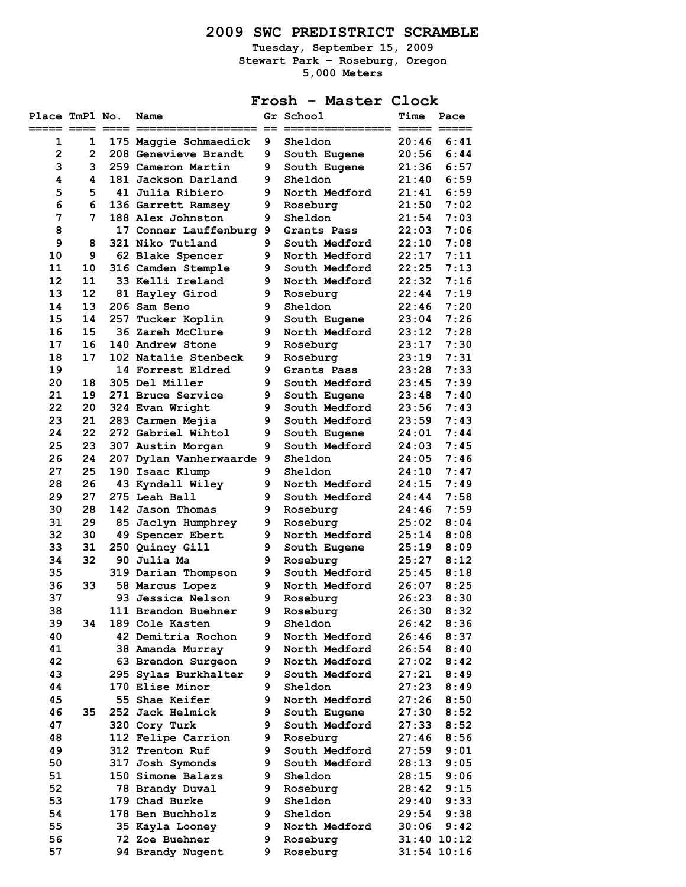# 2009 SWC PREDISTRICT SCRAMBLE

**Tuesday, September 15, 2009**
**Stewart Park - Roseburg, Oregon**
**5,000 Meters**

## Frosh - Master Clock

| Place | TmPl | No. | Name | Gr | School | Time | Pace |
|---|---|---|---|---|---|---|---|
| 1 | 1 | 175 | Maggie Schmaedick | 9 | Sheldon | 20:46 | 6:41 |
| 2 | 2 | 208 | Genevieve Brandt | 9 | South Eugene | 20:56 | 6:44 |
| 3 | 3 | 259 | Cameron Martin | 9 | South Eugene | 21:36 | 6:57 |
| 4 | 4 | 181 | Jackson Darland | 9 | Sheldon | 21:40 | 6:59 |
| 5 | 5 | 41 | Julia Ribiero | 9 | North Medford | 21:41 | 6:59 |
| 6 | 6 | 136 | Garrett Ramsey | 9 | Roseburg | 21:50 | 7:02 |
| 7 | 7 | 188 | Alex Johnston | 9 | Sheldon | 21:54 | 7:03 |
| 8 | | 17 | Conner Lauffenburg | 9 | Grants Pass | 22:03 | 7:06 |
| 9 | 8 | 321 | Niko Tutland | 9 | South Medford | 22:10 | 7:08 |
| 10 | 9 | 62 | Blake Spencer | 9 | North Medford | 22:17 | 7:11 |
| 11 | 10 | 316 | Camden Stemple | 9 | South Medford | 22:25 | 7:13 |
| 12 | 11 | 33 | Kelli Ireland | 9 | North Medford | 22:32 | 7:16 |
| 13 | 12 | 81 | Hayley Girod | 9 | Roseburg | 22:44 | 7:19 |
| 14 | 13 | 206 | Sam Seno | 9 | Sheldon | 22:46 | 7:20 |
| 15 | 14 | 257 | Tucker Koplin | 9 | South Eugene | 23:04 | 7:26 |
| 16 | 15 | 36 | Zareh McClure | 9 | North Medford | 23:12 | 7:28 |
| 17 | 16 | 140 | Andrew Stone | 9 | Roseburg | 23:17 | 7:30 |
| 18 | 17 | 102 | Natalie Stenbeck | 9 | Roseburg | 23:19 | 7:31 |
| 19 | | 14 | Forrest Eldred | 9 | Grants Pass | 23:28 | 7:33 |
| 20 | 18 | 305 | Del Miller | 9 | South Medford | 23:45 | 7:39 |
| 21 | 19 | 271 | Bruce Service | 9 | South Eugene | 23:48 | 7:40 |
| 22 | 20 | 324 | Evan Wright | 9 | South Medford | 23:56 | 7:43 |
| 23 | 21 | 283 | Carmen Mejia | 9 | South Medford | 23:59 | 7:43 |
| 24 | 22 | 272 | Gabriel Wihtol | 9 | South Eugene | 24:01 | 7:44 |
| 25 | 23 | 307 | Austin Morgan | 9 | South Medford | 24:03 | 7:45 |
| 26 | 24 | 207 | Dylan Vanherwaarde | 9 | Sheldon | 24:05 | 7:46 |
| 27 | 25 | 190 | Isaac Klump | 9 | Sheldon | 24:10 | 7:47 |
| 28 | 26 | 43 | Kyndall Wiley | 9 | North Medford | 24:15 | 7:49 |
| 29 | 27 | 275 | Leah Ball | 9 | South Medford | 24:44 | 7:58 |
| 30 | 28 | 142 | Jason Thomas | 9 | Roseburg | 24:46 | 7:59 |
| 31 | 29 | 85 | Jaclyn Humphrey | 9 | Roseburg | 25:02 | 8:04 |
| 32 | 30 | 49 | Spencer Ebert | 9 | North Medford | 25:14 | 8:08 |
| 33 | 31 | 250 | Quincy Gill | 9 | South Eugene | 25:19 | 8:09 |
| 34 | 32 | 90 | Julia Ma | 9 | Roseburg | 25:27 | 8:12 |
| 35 | | 319 | Darian Thompson | 9 | South Medford | 25:45 | 8:18 |
| 36 | 33 | 58 | Marcus Lopez | 9 | North Medford | 26:07 | 8:25 |
| 37 | | 93 | Jessica Nelson | 9 | Roseburg | 26:23 | 8:30 |
| 38 | | 111 | Brandon Buehner | 9 | Roseburg | 26:30 | 8:32 |
| 39 | 34 | 189 | Cole Kasten | 9 | Sheldon | 26:42 | 8:36 |
| 40 | | 42 | Demitria Rochon | 9 | North Medford | 26:46 | 8:37 |
| 41 | | 38 | Amanda Murray | 9 | North Medford | 26:54 | 8:40 |
| 42 | | 63 | Brendon Surgeon | 9 | North Medford | 27:02 | 8:42 |
| 43 | | 295 | Sylas Burkhalter | 9 | South Medford | 27:21 | 8:49 |
| 44 | | 170 | Elise Minor | 9 | Sheldon | 27:23 | 8:49 |
| 45 | | 55 | Shae Keifer | 9 | North Medford | 27:26 | 8:50 |
| 46 | 35 | 252 | Jack Helmick | 9 | South Eugene | 27:30 | 8:52 |
| 47 | | 320 | Cory Turk | 9 | South Medford | 27:33 | 8:52 |
| 48 | | 112 | Felipe Carrion | 9 | Roseburg | 27:46 | 8:56 |
| 49 | | 312 | Trenton Ruf | 9 | South Medford | 27:59 | 9:01 |
| 50 | | 317 | Josh Symonds | 9 | South Medford | 28:13 | 9:05 |
| 51 | | 150 | Simone Balazs | 9 | Sheldon | 28:15 | 9:06 |
| 52 | | 78 | Brandy Duval | 9 | Roseburg | 28:42 | 9:15 |
| 53 | | 179 | Chad Burke | 9 | Sheldon | 29:40 | 9:33 |
| 54 | | 178 | Ben Buchholz | 9 | Sheldon | 29:54 | 9:38 |
| 55 | | 35 | Kayla Looney | 9 | North Medford | 30:06 | 9:42 |
| 56 | | 72 | Zoe Buehner | 9 | Roseburg | 31:40 | 10:12 |
| 57 | | 94 | Brandy Nugent | 9 | Roseburg | 31:54 | 10:16 |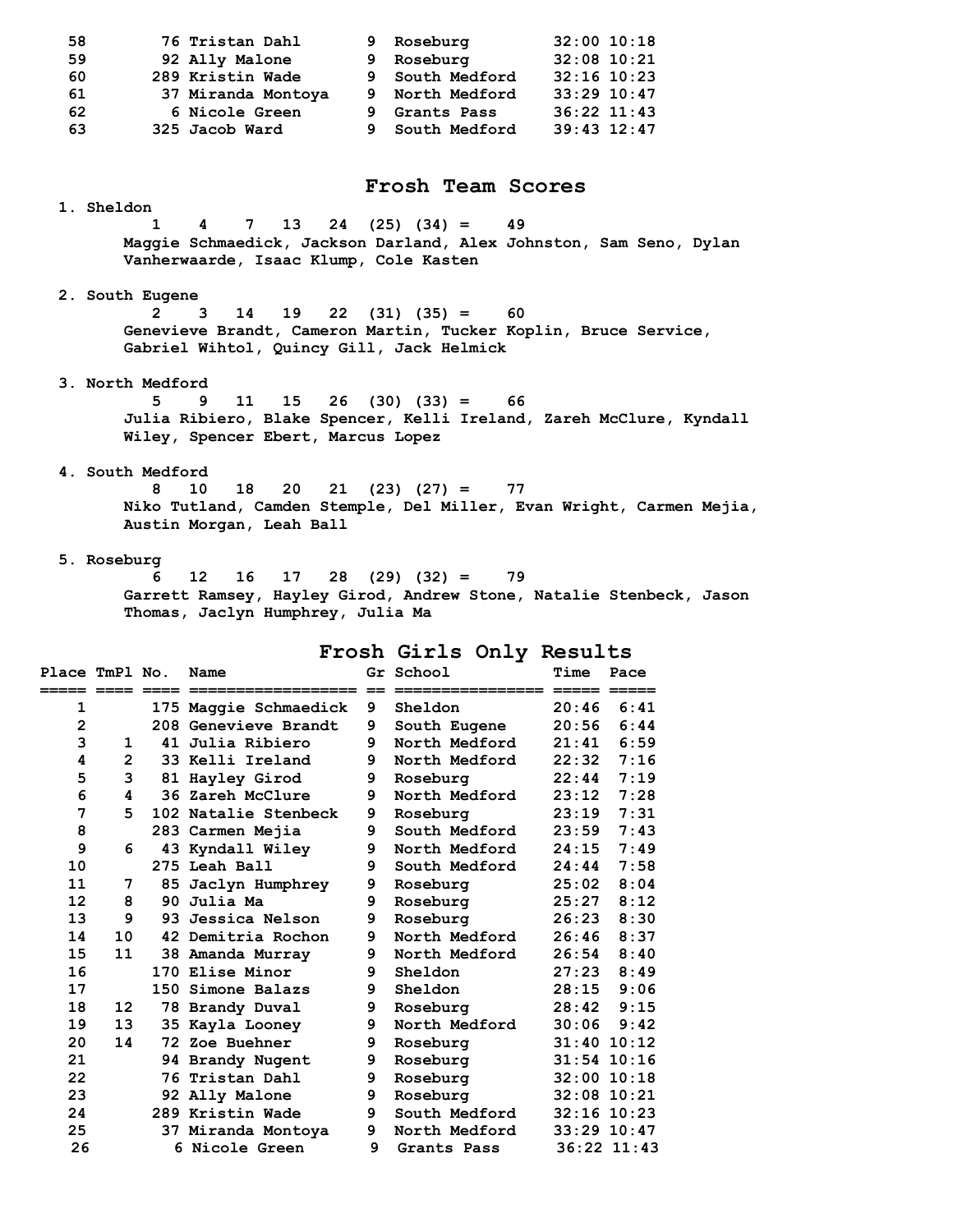| Place | TmPl | No. | Name | Gr | School | Time | Pace |
|---|---|---|---|---|---|---|---|
| 58 | | 76 | Tristan Dahl | 9 | Roseburg | 32:00 | 10:18 |
| 59 | | 92 | Ally Malone | 9 | Roseburg | 32:08 | 10:21 |
| 60 | | 289 | Kristin Wade | 9 | South Medford | 32:16 | 10:23 |
| 61 | | 37 | Miranda Montoya | 9 | North Medford | 33:29 | 10:47 |
| 62 | | 6 | Nicole Green | 9 | Grants Pass | 36:22 | 11:43 |
| 63 | | 325 | Jacob Ward | 9 | South Medford | 39:43 | 12:47 |

## Frosh Team Scores

1. Sheldon
   1 4 7 13 24 (25) (34) = 49
   Maggie Schmaedick, Jackson Darland, Alex Johnston, Sam Seno, Dylan Vanherwaarde, Isaac Klump, Cole Kasten

2. South Eugene
   2 3 14 19 22 (31) (35) = 60
   Genevieve Brandt, Cameron Martin, Tucker Koplin, Bruce Service, Gabriel Wihtol, Quincy Gill, Jack Helmick

3. North Medford
   5 9 11 15 26 (30) (33) = 66
   Julia Ribiero, Blake Spencer, Kelli Ireland, Zareh McClure, Kyndall Wiley, Spencer Ebert, Marcus Lopez

4. South Medford
   8 10 18 20 21 (23) (27) = 77
   Niko Tutland, Camden Stemple, Del Miller, Evan Wright, Carmen Mejia, Austin Morgan, Leah Ball

5. Roseburg
   6 12 16 17 28 (29) (32) = 79
   Garrett Ramsey, Hayley Girod, Andrew Stone, Natalie Stenbeck, Jason Thomas, Jaclyn Humphrey, Julia Ma

## Frosh Girls Only Results

| Place | TmPl | No. | Name | Gr | School | Time | Pace |
|---|---|---|---|---|---|---|---|
| 1 | | 175 | Maggie Schmaedick | 9 | Sheldon | 20:46 | 6:41 |
| 2 | | 208 | Genevieve Brandt | 9 | South Eugene | 20:56 | 6:44 |
| 3 | 1 | 41 | Julia Ribiero | 9 | North Medford | 21:41 | 6:59 |
| 4 | 2 | 33 | Kelli Ireland | 9 | North Medford | 22:32 | 7:16 |
| 5 | 3 | 81 | Hayley Girod | 9 | Roseburg | 22:44 | 7:19 |
| 6 | 4 | 36 | Zareh McClure | 9 | North Medford | 23:12 | 7:28 |
| 7 | 5 | 102 | Natalie Stenbeck | 9 | Roseburg | 23:19 | 7:31 |
| 8 | | 283 | Carmen Mejia | 9 | South Medford | 23:59 | 7:43 |
| 9 | 6 | 43 | Kyndall Wiley | 9 | North Medford | 24:15 | 7:49 |
| 10 | | 275 | Leah Ball | 9 | South Medford | 24:44 | 7:58 |
| 11 | 7 | 85 | Jaclyn Humphrey | 9 | Roseburg | 25:02 | 8:04 |
| 12 | 8 | 90 | Julia Ma | 9 | Roseburg | 25:27 | 8:12 |
| 13 | 9 | 93 | Jessica Nelson | 9 | Roseburg | 26:23 | 8:30 |
| 14 | 10 | 42 | Demitria Rochon | 9 | North Medford | 26:46 | 8:37 |
| 15 | 11 | 38 | Amanda Murray | 9 | North Medford | 26:54 | 8:40 |
| 16 | | 170 | Elise Minor | 9 | Sheldon | 27:23 | 8:49 |
| 17 | | 150 | Simone Balazs | 9 | Sheldon | 28:15 | 9:06 |
| 18 | 12 | 78 | Brandy Duval | 9 | Roseburg | 28:42 | 9:15 |
| 19 | 13 | 35 | Kayla Looney | 9 | North Medford | 30:06 | 9:42 |
| 20 | 14 | 72 | Zoe Buehner | 9 | Roseburg | 31:40 | 10:12 |
| 21 | | 94 | Brandy Nugent | 9 | Roseburg | 31:54 | 10:16 |
| 22 | | 76 | Tristan Dahl | 9 | Roseburg | 32:00 | 10:18 |
| 23 | | 92 | Ally Malone | 9 | Roseburg | 32:08 | 10:21 |
| 24 | | 289 | Kristin Wade | 9 | South Medford | 32:16 | 10:23 |
| 25 | | 37 | Miranda Montoya | 9 | North Medford | 33:29 | 10:47 |
| 26 | | 6 | Nicole Green | 9 | Grants Pass | 36:22 | 11:43 |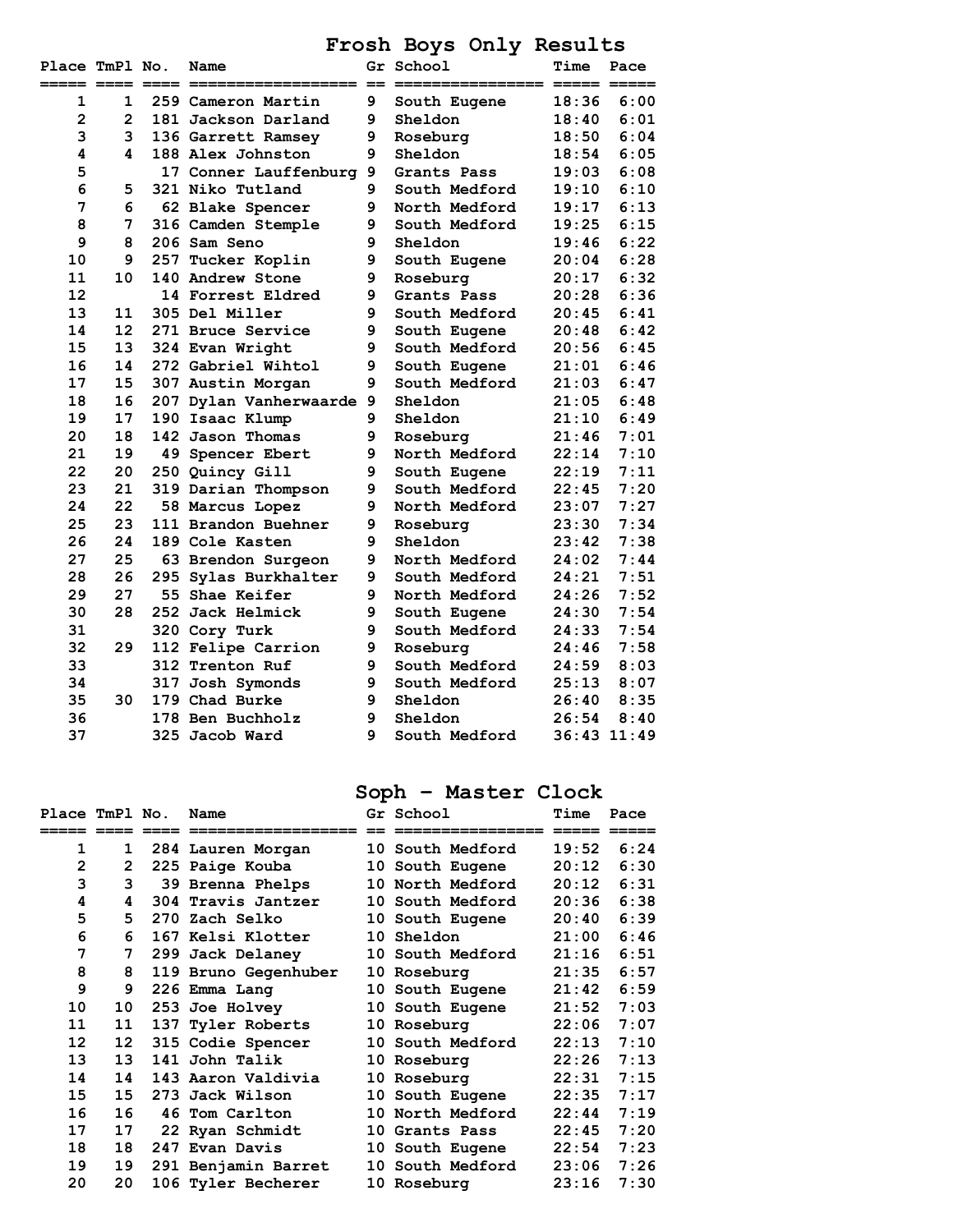## Frosh Boys Only Results

| Place | TmPl | No. | Name | Gr | School | Time | Pace |
|---|---|---|---|---|---|---|---|
| 1 | 1 | 259 | Cameron Martin | 9 | South Eugene | 18:36 | 6:00 |
| 2 | 2 | 181 | Jackson Darland | 9 | Sheldon | 18:40 | 6:01 |
| 3 | 3 | 136 | Garrett Ramsey | 9 | Roseburg | 18:50 | 6:04 |
| 4 | 4 | 188 | Alex Johnston | 9 | Sheldon | 18:54 | 6:05 |
| 5 | | 17 | Conner Lauffenburg | 9 | Grants Pass | 19:03 | 6:08 |
| 6 | 5 | 321 | Niko Tutland | 9 | South Medford | 19:10 | 6:10 |
| 7 | 6 | 62 | Blake Spencer | 9 | North Medford | 19:17 | 6:13 |
| 8 | 7 | 316 | Camden Stemple | 9 | South Medford | 19:25 | 6:15 |
| 9 | 8 | 206 | Sam Seno | 9 | Sheldon | 19:46 | 6:22 |
| 10 | 9 | 257 | Tucker Koplin | 9 | South Eugene | 20:04 | 6:28 |
| 11 | 10 | 140 | Andrew Stone | 9 | Roseburg | 20:17 | 6:32 |
| 12 | | 14 | Forrest Eldred | 9 | Grants Pass | 20:28 | 6:36 |
| 13 | 11 | 305 | Del Miller | 9 | South Medford | 20:45 | 6:41 |
| 14 | 12 | 271 | Bruce Service | 9 | South Eugene | 20:48 | 6:42 |
| 15 | 13 | 324 | Evan Wright | 9 | South Medford | 20:56 | 6:45 |
| 16 | 14 | 272 | Gabriel Wihtol | 9 | South Eugene | 21:01 | 6:46 |
| 17 | 15 | 307 | Austin Morgan | 9 | South Medford | 21:03 | 6:47 |
| 18 | 16 | 207 | Dylan Vanherwaarde | 9 | Sheldon | 21:05 | 6:48 |
| 19 | 17 | 190 | Isaac Klump | 9 | Sheldon | 21:10 | 6:49 |
| 20 | 18 | 142 | Jason Thomas | 9 | Roseburg | 21:46 | 7:01 |
| 21 | 19 | 49 | Spencer Ebert | 9 | North Medford | 22:14 | 7:10 |
| 22 | 20 | 250 | Quincy Gill | 9 | South Eugene | 22:19 | 7:11 |
| 23 | 21 | 319 | Darian Thompson | 9 | South Medford | 22:45 | 7:20 |
| 24 | 22 | 58 | Marcus Lopez | 9 | North Medford | 23:07 | 7:27 |
| 25 | 23 | 111 | Brandon Buehner | 9 | Roseburg | 23:30 | 7:34 |
| 26 | 24 | 189 | Cole Kasten | 9 | Sheldon | 23:42 | 7:38 |
| 27 | 25 | 63 | Brendon Surgeon | 9 | North Medford | 24:02 | 7:44 |
| 28 | 26 | 295 | Sylas Burkhalter | 9 | South Medford | 24:21 | 7:51 |
| 29 | 27 | 55 | Shae Keifer | 9 | North Medford | 24:26 | 7:52 |
| 30 | 28 | 252 | Jack Helmick | 9 | South Eugene | 24:30 | 7:54 |
| 31 | | 320 | Cory Turk | 9 | South Medford | 24:33 | 7:54 |
| 32 | 29 | 112 | Felipe Carrion | 9 | Roseburg | 24:46 | 7:58 |
| 33 | | 312 | Trenton Ruf | 9 | South Medford | 24:59 | 8:03 |
| 34 | | 317 | Josh Symonds | 9 | South Medford | 25:13 | 8:07 |
| 35 | 30 | 179 | Chad Burke | 9 | Sheldon | 26:40 | 8:35 |
| 36 | | 178 | Ben Buchholz | 9 | Sheldon | 26:54 | 8:40 |
| 37 | | 325 | Jacob Ward | 9 | South Medford | 36:43 | 11:49 |

## Soph - Master Clock

| Place | TmPl | No. | Name | Gr | School | Time | Pace |
|---|---|---|---|---|---|---|---|
| 1 | 1 | 284 | Lauren Morgan | 10 | South Medford | 19:52 | 6:24 |
| 2 | 2 | 225 | Paige Kouba | 10 | South Eugene | 20:12 | 6:30 |
| 3 | 3 | 39 | Brenna Phelps | 10 | North Medford | 20:12 | 6:31 |
| 4 | 4 | 304 | Travis Jantzer | 10 | South Medford | 20:36 | 6:38 |
| 5 | 5 | 270 | Zach Selko | 10 | South Eugene | 20:40 | 6:39 |
| 6 | 6 | 167 | Kelsi Klotter | 10 | Sheldon | 21:00 | 6:46 |
| 7 | 7 | 299 | Jack Delaney | 10 | South Medford | 21:16 | 6:51 |
| 8 | 8 | 119 | Bruno Gegenhuber | 10 | Roseburg | 21:35 | 6:57 |
| 9 | 9 | 226 | Emma Lang | 10 | South Eugene | 21:42 | 6:59 |
| 10 | 10 | 253 | Joe Holvey | 10 | South Eugene | 21:52 | 7:03 |
| 11 | 11 | 137 | Tyler Roberts | 10 | Roseburg | 22:06 | 7:07 |
| 12 | 12 | 315 | Codie Spencer | 10 | South Medford | 22:13 | 7:10 |
| 13 | 13 | 141 | John Talik | 10 | Roseburg | 22:26 | 7:13 |
| 14 | 14 | 143 | Aaron Valdivia | 10 | Roseburg | 22:31 | 7:15 |
| 15 | 15 | 273 | Jack Wilson | 10 | South Eugene | 22:35 | 7:17 |
| 16 | 16 | 46 | Tom Carlton | 10 | North Medford | 22:44 | 7:19 |
| 17 | 17 | 22 | Ryan Schmidt | 10 | Grants Pass | 22:45 | 7:20 |
| 18 | 18 | 247 | Evan Davis | 10 | South Eugene | 22:54 | 7:23 |
| 19 | 19 | 291 | Benjamin Barret | 10 | South Medford | 23:06 | 7:26 |
| 20 | 20 | 106 | Tyler Becherer | 10 | Roseburg | 23:16 | 7:30 |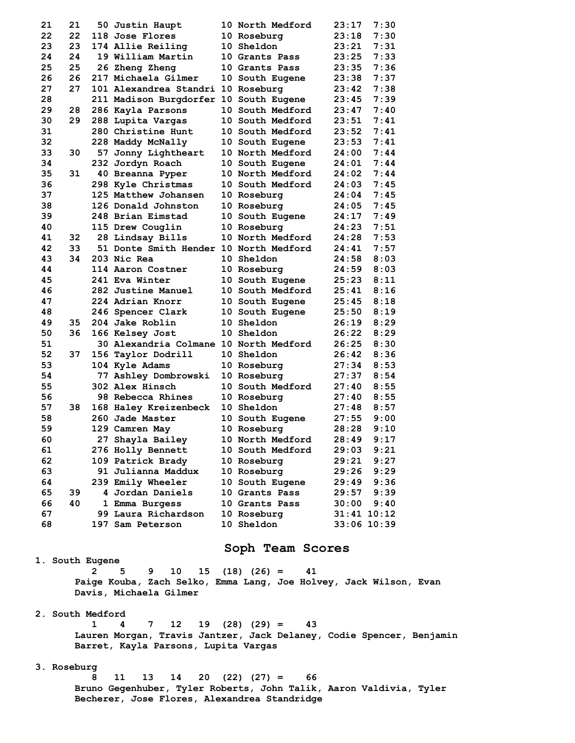| Place | Team Place | No. | Name | Grade | School | Time | Pace |
|---|---|---|---|---|---|---|---|
| 21 | 21 | 50 | Justin Haupt | 10 | North Medford | 23:17 | 7:30 |
| 22 | 22 | 118 | Jose Flores | 10 | Roseburg | 23:18 | 7:30 |
| 23 | 23 | 174 | Allie Reiling | 10 | Sheldon | 23:21 | 7:31 |
| 24 | 24 | 19 | William Martin | 10 | Grants Pass | 23:25 | 7:33 |
| 25 | 25 | 26 | Zheng Zheng | 10 | Grants Pass | 23:35 | 7:36 |
| 26 | 26 | 217 | Michaela Gilmer | 10 | South Eugene | 23:38 | 7:37 |
| 27 | 27 | 101 | Alexandrea Standri | 10 | Roseburg | 23:42 | 7:38 |
| 28 | | 211 | Madison Burgdorfer | 10 | South Eugene | 23:45 | 7:39 |
| 29 | 28 | 286 | Kayla Parsons | 10 | South Medford | 23:47 | 7:40 |
| 30 | 29 | 288 | Lupita Vargas | 10 | South Medford | 23:51 | 7:41 |
| 31 | | 280 | Christine Hunt | 10 | South Medford | 23:52 | 7:41 |
| 32 | | 228 | Maddy McNally | 10 | South Eugene | 23:53 | 7:41 |
| 33 | 30 | 57 | Jonny Lightheart | 10 | North Medford | 24:00 | 7:44 |
| 34 | | 232 | Jordyn Roach | 10 | South Eugene | 24:01 | 7:44 |
| 35 | 31 | 40 | Breanna Pyper | 10 | North Medford | 24:02 | 7:44 |
| 36 | | 298 | Kyle Christmas | 10 | South Medford | 24:03 | 7:45 |
| 37 | | 125 | Matthew Johansen | 10 | Roseburg | 24:04 | 7:45 |
| 38 | | 126 | Donald Johnston | 10 | Roseburg | 24:05 | 7:45 |
| 39 | | 248 | Brian Eimstad | 10 | South Eugene | 24:17 | 7:49 |
| 40 | | 115 | Drew Couglin | 10 | Roseburg | 24:23 | 7:51 |
| 41 | 32 | 28 | Lindsay Bills | 10 | North Medford | 24:28 | 7:53 |
| 42 | 33 | 51 | Donte Smith Hender | 10 | North Medford | 24:41 | 7:57 |
| 43 | 34 | 203 | Nic Rea | 10 | Sheldon | 24:58 | 8:03 |
| 44 | | 114 | Aaron Costner | 10 | Roseburg | 24:59 | 8:03 |
| 45 | | 241 | Eva Winter | 10 | South Eugene | 25:23 | 8:11 |
| 46 | | 282 | Justine Manuel | 10 | South Medford | 25:41 | 8:16 |
| 47 | | 224 | Adrian Knorr | 10 | South Eugene | 25:45 | 8:18 |
| 48 | | 246 | Spencer Clark | 10 | South Eugene | 25:50 | 8:19 |
| 49 | 35 | 204 | Jake Roblin | 10 | Sheldon | 26:19 | 8:29 |
| 50 | 36 | 166 | Kelsey Jost | 10 | Sheldon | 26:22 | 8:29 |
| 51 | | 30 | Alexandria Colmane | 10 | North Medford | 26:25 | 8:30 |
| 52 | 37 | 156 | Taylor Dodrill | 10 | Sheldon | 26:42 | 8:36 |
| 53 | | 104 | Kyle Adams | 10 | Roseburg | 27:34 | 8:53 |
| 54 | | 77 | Ashley Dombrowski | 10 | Roseburg | 27:37 | 8:54 |
| 55 | | 302 | Alex Hinsch | 10 | South Medford | 27:40 | 8:55 |
| 56 | | 98 | Rebecca Rhines | 10 | Roseburg | 27:40 | 8:55 |
| 57 | 38 | 168 | Haley Kreizenbeck | 10 | Sheldon | 27:48 | 8:57 |
| 58 | | 260 | Jade Master | 10 | South Eugene | 27:55 | 9:00 |
| 59 | | 129 | Camren May | 10 | Roseburg | 28:28 | 9:10 |
| 60 | | 27 | Shayla Bailey | 10 | North Medford | 28:49 | 9:17 |
| 61 | | 276 | Holly Bennett | 10 | South Medford | 29:03 | 9:21 |
| 62 | | 109 | Patrick Brady | 10 | Roseburg | 29:21 | 9:27 |
| 63 | | 91 | Julianna Maddux | 10 | Roseburg | 29:26 | 9:29 |
| 64 | | 239 | Emily Wheeler | 10 | South Eugene | 29:49 | 9:36 |
| 65 | 39 | 4 | Jordan Daniels | 10 | Grants Pass | 29:57 | 9:39 |
| 66 | 40 | 1 | Emma Burgess | 10 | Grants Pass | 30:00 | 9:40 |
| 67 | | 99 | Laura Richardson | 10 | Roseburg | 31:41 | 10:12 |
| 68 | | 197 | Sam Peterson | 10 | Sheldon | 33:06 | 10:39 |

## Soph Team Scores

1. South Eugene
   2 5 9 10 15 (18) (26) = 41
   Paige Kouba, Zach Selko, Emma Lang, Joe Holvey, Jack Wilson, Evan Davis, Michaela Gilmer

2. South Medford
   1 4 7 12 19 (28) (29) = 43
   Lauren Morgan, Travis Jantzer, Jack Delaney, Codie Spencer, Benjamin Barret, Kayla Parsons, Lupita Vargas

3. Roseburg
   8 11 13 14 20 (22) (27) = 66
   Bruno Gegenhuber, Tyler Roberts, John Talik, Aaron Valdivia, Tyler Becherer, Jose Flores, Alexandrea Standridge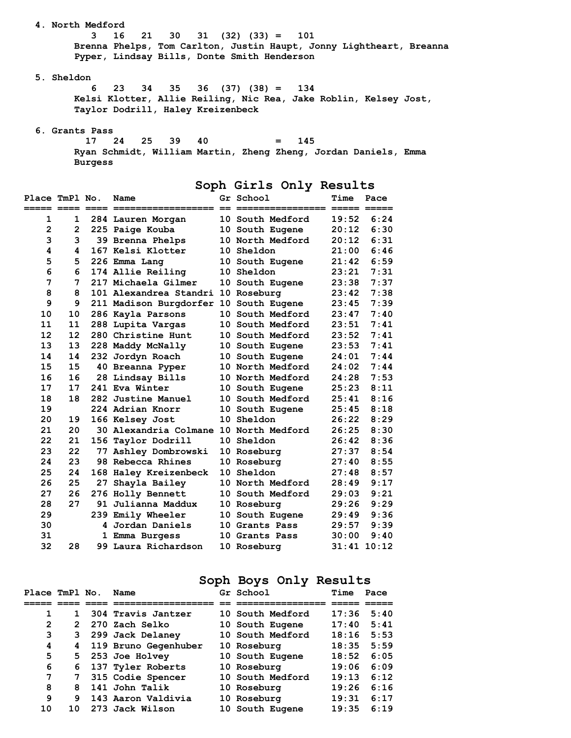4. North Medford

3 16 21 30 31 (32) (33) = 101

Brenna Phelps, Tom Carlton, Justin Haupt, Jonny Lightheart, Breanna Pyper, Lindsay Bills, Donte Smith Henderson

5. Sheldon

6 23 34 35 36 (37) (38) = 134

Kelsi Klotter, Allie Reiling, Nic Rea, Jake Roblin, Kelsey Jost, Taylor Dodrill, Haley Kreizenbeck

6. Grants Pass

17 24 25 39 40 = 145

Ryan Schmidt, William Martin, Zheng Zheng, Jordan Daniels, Emma Burgess

## Soph Girls Only Results

| Place | TmPl | No. | Name | Gr | School | Time | Pace |
|---|---|---|---|---|---|---|---|
| 1 | 1 | 284 | Lauren Morgan | 10 | South Medford | 19:52 | 6:24 |
| 2 | 2 | 225 | Paige Kouba | 10 | South Eugene | 20:12 | 6:30 |
| 3 | 3 | 39 | Brenna Phelps | 10 | North Medford | 20:12 | 6:31 |
| 4 | 4 | 167 | Kelsi Klotter | 10 | Sheldon | 21:00 | 6:46 |
| 5 | 5 | 226 | Emma Lang | 10 | South Eugene | 21:42 | 6:59 |
| 6 | 6 | 174 | Allie Reiling | 10 | Sheldon | 23:21 | 7:31 |
| 7 | 7 | 217 | Michaela Gilmer | 10 | South Eugene | 23:38 | 7:37 |
| 8 | 8 | 101 | Alexandrea Standri | 10 | Roseburg | 23:42 | 7:38 |
| 9 | 9 | 211 | Madison Burgdorfer | 10 | South Eugene | 23:45 | 7:39 |
| 10 | 10 | 286 | Kayla Parsons | 10 | South Medford | 23:47 | 7:40 |
| 11 | 11 | 288 | Lupita Vargas | 10 | South Medford | 23:51 | 7:41 |
| 12 | 12 | 280 | Christine Hunt | 10 | South Medford | 23:52 | 7:41 |
| 13 | 13 | 228 | Maddy McNally | 10 | South Eugene | 23:53 | 7:41 |
| 14 | 14 | 232 | Jordyn Roach | 10 | South Eugene | 24:01 | 7:44 |
| 15 | 15 | 40 | Breanna Pyper | 10 | North Medford | 24:02 | 7:44 |
| 16 | 16 | 28 | Lindsay Bills | 10 | North Medford | 24:28 | 7:53 |
| 17 | 17 | 241 | Eva Winter | 10 | South Eugene | 25:23 | 8:11 |
| 18 | 18 | 282 | Justine Manuel | 10 | South Medford | 25:41 | 8:16 |
| 19 | | 224 | Adrian Knorr | 10 | South Eugene | 25:45 | 8:18 |
| 20 | 19 | 166 | Kelsey Jost | 10 | Sheldon | 26:22 | 8:29 |
| 21 | 20 | 30 | Alexandria Colmane | 10 | North Medford | 26:25 | 8:30 |
| 22 | 21 | 156 | Taylor Dodrill | 10 | Sheldon | 26:42 | 8:36 |
| 23 | 22 | 77 | Ashley Dombrowski | 10 | Roseburg | 27:37 | 8:54 |
| 24 | 23 | 98 | Rebecca Rhines | 10 | Roseburg | 27:40 | 8:55 |
| 25 | 24 | 168 | Haley Kreizenbeck | 10 | Sheldon | 27:48 | 8:57 |
| 26 | 25 | 27 | Shayla Bailey | 10 | North Medford | 28:49 | 9:17 |
| 27 | 26 | 276 | Holly Bennett | 10 | South Medford | 29:03 | 9:21 |
| 28 | 27 | 91 | Julianna Maddux | 10 | Roseburg | 29:26 | 9:29 |
| 29 | | 239 | Emily Wheeler | 10 | South Eugene | 29:49 | 9:36 |
| 30 | | 4 | Jordan Daniels | 10 | Grants Pass | 29:57 | 9:39 |
| 31 | | 1 | Emma Burgess | 10 | Grants Pass | 30:00 | 9:40 |
| 32 | 28 | 99 | Laura Richardson | 10 | Roseburg | 31:41 | 10:12 |

## Soph Boys Only Results

| Place | TmPl | No. | Name | Gr | School | Time | Pace |
|---|---|---|---|---|---|---|---|
| 1 | 1 | 304 | Travis Jantzer | 10 | South Medford | 17:36 | 5:40 |
| 2 | 2 | 270 | Zach Selko | 10 | South Eugene | 17:40 | 5:41 |
| 3 | 3 | 299 | Jack Delaney | 10 | South Medford | 18:16 | 5:53 |
| 4 | 4 | 119 | Bruno Gegenhuber | 10 | Roseburg | 18:35 | 5:59 |
| 5 | 5 | 253 | Joe Holvey | 10 | South Eugene | 18:52 | 6:05 |
| 6 | 6 | 137 | Tyler Roberts | 10 | Roseburg | 19:06 | 6:09 |
| 7 | 7 | 315 | Codie Spencer | 10 | South Medford | 19:13 | 6:12 |
| 8 | 8 | 141 | John Talik | 10 | Roseburg | 19:26 | 6:16 |
| 9 | 9 | 143 | Aaron Valdivia | 10 | Roseburg | 19:31 | 6:17 |
| 10 | 10 | 273 | Jack Wilson | 10 | South Eugene | 19:35 | 6:19 |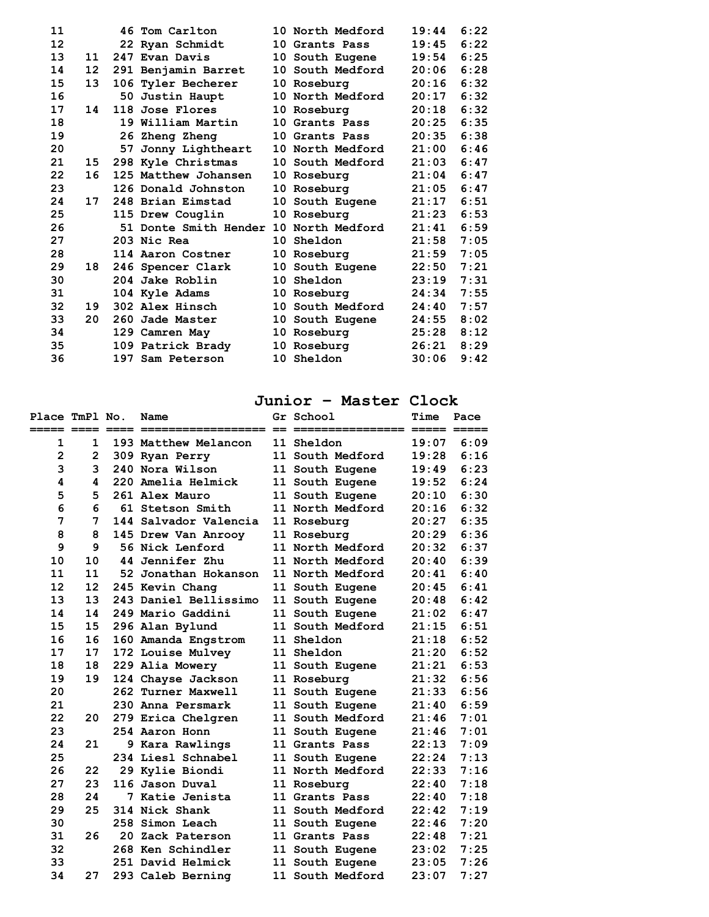| Place | TmPl | No. | Name | Gr | School | Time | Pace |
|---|---|---|---|---|---|---|---|
| 11 | | 46 | Tom Carlton | 10 | North Medford | 19:44 | 6:22 |
| 12 | | 22 | Ryan Schmidt | 10 | Grants Pass | 19:45 | 6:22 |
| 13 | 11 | 247 | Evan Davis | 10 | South Eugene | 19:54 | 6:25 |
| 14 | 12 | 291 | Benjamin Barret | 10 | South Medford | 20:06 | 6:28 |
| 15 | 13 | 106 | Tyler Becherer | 10 | Roseburg | 20:16 | 6:32 |
| 16 | | 50 | Justin Haupt | 10 | North Medford | 20:17 | 6:32 |
| 17 | 14 | 118 | Jose Flores | 10 | Roseburg | 20:18 | 6:32 |
| 18 | | 19 | William Martin | 10 | Grants Pass | 20:25 | 6:35 |
| 19 | | 26 | Zheng Zheng | 10 | Grants Pass | 20:35 | 6:38 |
| 20 | | 57 | Jonny Lightheart | 10 | North Medford | 21:00 | 6:46 |
| 21 | 15 | 298 | Kyle Christmas | 10 | South Medford | 21:03 | 6:47 |
| 22 | 16 | 125 | Matthew Johansen | 10 | Roseburg | 21:04 | 6:47 |
| 23 | | 126 | Donald Johnston | 10 | Roseburg | 21:05 | 6:47 |
| 24 | 17 | 248 | Brian Eimstad | 10 | South Eugene | 21:17 | 6:51 |
| 25 | | 115 | Drew Couglin | 10 | Roseburg | 21:23 | 6:53 |
| 26 | | 51 | Donte Smith Hender | 10 | North Medford | 21:41 | 6:59 |
| 27 | | 203 | Nic Rea | 10 | Sheldon | 21:58 | 7:05 |
| 28 | | 114 | Aaron Costner | 10 | Roseburg | 21:59 | 7:05 |
| 29 | 18 | 246 | Spencer Clark | 10 | South Eugene | 22:50 | 7:21 |
| 30 | | 204 | Jake Roblin | 10 | Sheldon | 23:19 | 7:31 |
| 31 | | 104 | Kyle Adams | 10 | Roseburg | 24:34 | 7:55 |
| 32 | 19 | 302 | Alex Hinsch | 10 | South Medford | 24:40 | 7:57 |
| 33 | 20 | 260 | Jade Master | 10 | South Eugene | 24:55 | 8:02 |
| 34 | | 129 | Camren May | 10 | Roseburg | 25:28 | 8:12 |
| 35 | | 109 | Patrick Brady | 10 | Roseburg | 26:21 | 8:29 |
| 36 | | 197 | Sam Peterson | 10 | Sheldon | 30:06 | 9:42 |

## Junior - Master Clock

| Place | TmPl | No. | Name | Gr | School | Time | Pace |
|---|---|---|---|---|---|---|---|
| 1 | 1 | 193 | Matthew Melancon | 11 | Sheldon | 19:07 | 6:09 |
| 2 | 2 | 309 | Ryan Perry | 11 | South Medford | 19:28 | 6:16 |
| 3 | 3 | 240 | Nora Wilson | 11 | South Eugene | 19:49 | 6:23 |
| 4 | 4 | 220 | Amelia Helmick | 11 | South Eugene | 19:52 | 6:24 |
| 5 | 5 | 261 | Alex Mauro | 11 | South Eugene | 20:10 | 6:30 |
| 6 | 6 | 61 | Stetson Smith | 11 | North Medford | 20:16 | 6:32 |
| 7 | 7 | 144 | Salvador Valencia | 11 | Roseburg | 20:27 | 6:35 |
| 8 | 8 | 145 | Drew Van Anrooy | 11 | Roseburg | 20:29 | 6:36 |
| 9 | 9 | 56 | Nick Lenford | 11 | North Medford | 20:32 | 6:37 |
| 10 | 10 | 44 | Jennifer Zhu | 11 | North Medford | 20:40 | 6:39 |
| 11 | 11 | 52 | Jonathan Hokanson | 11 | North Medford | 20:41 | 6:40 |
| 12 | 12 | 245 | Kevin Chang | 11 | South Eugene | 20:45 | 6:41 |
| 13 | 13 | 243 | Daniel Bellissimo | 11 | South Eugene | 20:48 | 6:42 |
| 14 | 14 | 249 | Mario Gaddini | 11 | South Eugene | 21:02 | 6:47 |
| 15 | 15 | 296 | Alan Bylund | 11 | South Medford | 21:15 | 6:51 |
| 16 | 16 | 160 | Amanda Engstrom | 11 | Sheldon | 21:18 | 6:52 |
| 17 | 17 | 172 | Louise Mulvey | 11 | Sheldon | 21:20 | 6:52 |
| 18 | 18 | 229 | Alia Mowery | 11 | South Eugene | 21:21 | 6:53 |
| 19 | 19 | 124 | Chayse Jackson | 11 | Roseburg | 21:32 | 6:56 |
| 20 | | 262 | Turner Maxwell | 11 | South Eugene | 21:33 | 6:56 |
| 21 | | 230 | Anna Persmark | 11 | South Eugene | 21:40 | 6:59 |
| 22 | 20 | 279 | Erica Chelgren | 11 | South Medford | 21:46 | 7:01 |
| 23 | | 254 | Aaron Honn | 11 | South Eugene | 21:46 | 7:01 |
| 24 | 21 | 9 | Kara Rawlings | 11 | Grants Pass | 22:13 | 7:09 |
| 25 | | 234 | Liesl Schnabel | 11 | South Eugene | 22:24 | 7:13 |
| 26 | 22 | 29 | Kylie Biondi | 11 | North Medford | 22:33 | 7:16 |
| 27 | 23 | 116 | Jason Duval | 11 | Roseburg | 22:40 | 7:18 |
| 28 | 24 | 7 | Katie Jenista | 11 | Grants Pass | 22:40 | 7:18 |
| 29 | 25 | 314 | Nick Shank | 11 | South Medford | 22:42 | 7:19 |
| 30 | | 258 | Simon Leach | 11 | South Eugene | 22:46 | 7:20 |
| 31 | 26 | 20 | Zack Paterson | 11 | Grants Pass | 22:48 | 7:21 |
| 32 | | 268 | Ken Schindler | 11 | South Eugene | 23:02 | 7:25 |
| 33 | | 251 | David Helmick | 11 | South Eugene | 23:05 | 7:26 |
| 34 | 27 | 293 | Caleb Berning | 11 | South Medford | 23:07 | 7:27 |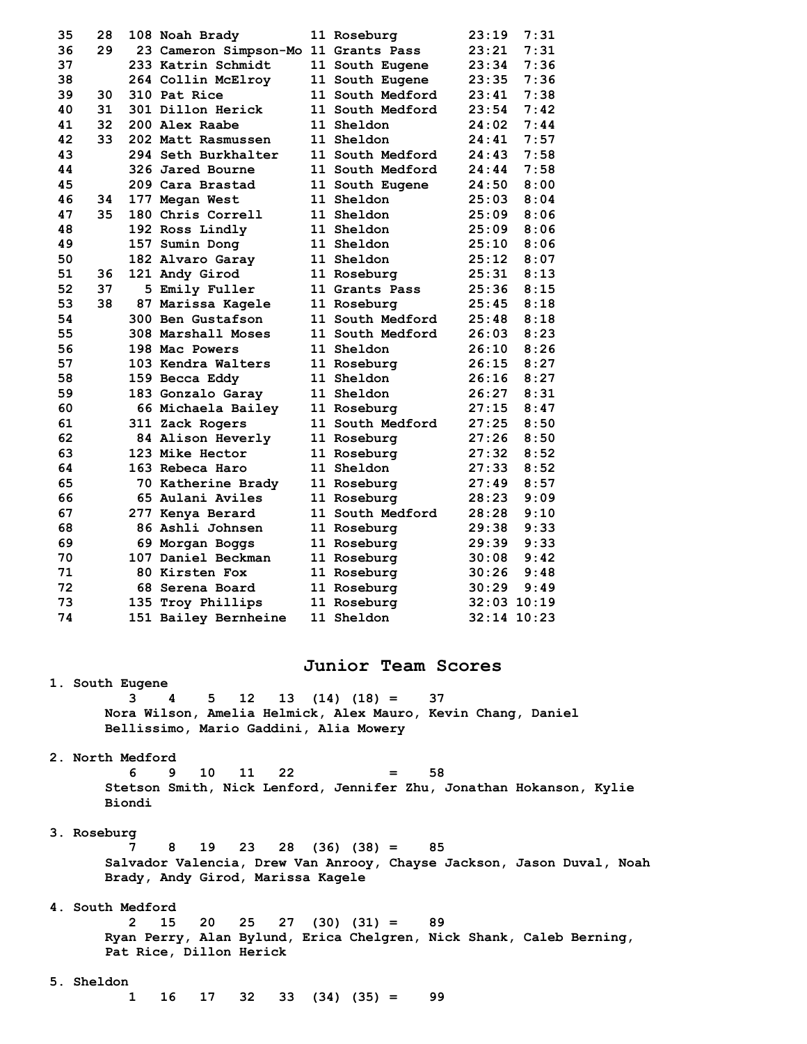| Place | Team Place | No. | Name | Grade | School | Time | Pace |
|---|---|---|---|---|---|---|---|
| 35 | 28 | 108 | Noah Brady | 11 | Roseburg | 23:19 | 7:31 |
| 36 | 29 | 23 | Cameron Simpson-Mo | 11 | Grants Pass | 23:21 | 7:31 |
| 37 | | 233 | Katrin Schmidt | 11 | South Eugene | 23:34 | 7:36 |
| 38 | | 264 | Collin McElroy | 11 | South Eugene | 23:35 | 7:36 |
| 39 | 30 | 310 | Pat Rice | 11 | South Medford | 23:41 | 7:38 |
| 40 | 31 | 301 | Dillon Herick | 11 | South Medford | 23:54 | 7:42 |
| 41 | 32 | 200 | Alex Raabe | 11 | Sheldon | 24:02 | 7:44 |
| 42 | 33 | 202 | Matt Rasmussen | 11 | Sheldon | 24:41 | 7:57 |
| 43 | | 294 | Seth Burkhalter | 11 | South Medford | 24:43 | 7:58 |
| 44 | | 326 | Jared Bourne | 11 | South Medford | 24:44 | 7:58 |
| 45 | | 209 | Cara Brastad | 11 | South Eugene | 24:50 | 8:00 |
| 46 | 34 | 177 | Megan West | 11 | Sheldon | 25:03 | 8:04 |
| 47 | 35 | 180 | Chris Correll | 11 | Sheldon | 25:09 | 8:06 |
| 48 | | 192 | Ross Lindly | 11 | Sheldon | 25:09 | 8:06 |
| 49 | | 157 | Sumin Dong | 11 | Sheldon | 25:10 | 8:06 |
| 50 | | 182 | Alvaro Garay | 11 | Sheldon | 25:12 | 8:07 |
| 51 | 36 | 121 | Andy Girod | 11 | Roseburg | 25:31 | 8:13 |
| 52 | 37 | 5 | Emily Fuller | 11 | Grants Pass | 25:36 | 8:15 |
| 53 | 38 | 87 | Marissa Kagele | 11 | Roseburg | 25:45 | 8:18 |
| 54 | | 300 | Ben Gustafson | 11 | South Medford | 25:48 | 8:18 |
| 55 | | 308 | Marshall Moses | 11 | South Medford | 26:03 | 8:23 |
| 56 | | 198 | Mac Powers | 11 | Sheldon | 26:10 | 8:26 |
| 57 | | 103 | Kendra Walters | 11 | Roseburg | 26:15 | 8:27 |
| 58 | | 159 | Becca Eddy | 11 | Sheldon | 26:16 | 8:27 |
| 59 | | 183 | Gonzalo Garay | 11 | Sheldon | 26:27 | 8:31 |
| 60 | | 66 | Michaela Bailey | 11 | Roseburg | 27:15 | 8:47 |
| 61 | | 311 | Zack Rogers | 11 | South Medford | 27:25 | 8:50 |
| 62 | | 84 | Alison Heverly | 11 | Roseburg | 27:26 | 8:50 |
| 63 | | 123 | Mike Hector | 11 | Roseburg | 27:32 | 8:52 |
| 64 | | 163 | Rebeca Haro | 11 | Sheldon | 27:33 | 8:52 |
| 65 | | 70 | Katherine Brady | 11 | Roseburg | 27:49 | 8:57 |
| 66 | | 65 | Aulani Aviles | 11 | Roseburg | 28:23 | 9:09 |
| 67 | | 277 | Kenya Berard | 11 | South Medford | 28:28 | 9:10 |
| 68 | | 86 | Ashli Johnsen | 11 | Roseburg | 29:38 | 9:33 |
| 69 | | 69 | Morgan Boggs | 11 | Roseburg | 29:39 | 9:33 |
| 70 | | 107 | Daniel Beckman | 11 | Roseburg | 30:08 | 9:42 |
| 71 | | 80 | Kirsten Fox | 11 | Roseburg | 30:26 | 9:48 |
| 72 | | 68 | Serena Board | 11 | Roseburg | 30:29 | 9:49 |
| 73 | | 135 | Troy Phillips | 11 | Roseburg | 32:03 | 10:19 |
| 74 | | 151 | Bailey Bernheine | 11 | Sheldon | 32:14 | 10:23 |

## Junior Team Scores

1. South Eugene
   3 4 5 12 13 (14) (18) = 37
   Nora Wilson, Amelia Helmick, Alex Mauro, Kevin Chang, Daniel Bellissimo, Mario Gaddini, Alia Mowery

2. North Medford
   6 9 10 11 22 = 58
   Stetson Smith, Nick Lenford, Jennifer Zhu, Jonathan Hokanson, Kylie Biondi

3. Roseburg
   7 8 19 23 28 (36) (38) = 85
   Salvador Valencia, Drew Van Anrooy, Chayse Jackson, Jason Duval, Noah Brady, Andy Girod, Marissa Kagele

4. South Medford
   2 15 20 25 27 (30) (31) = 89
   Ryan Perry, Alan Bylund, Erica Chelgren, Nick Shank, Caleb Berning, Pat Rice, Dillon Herick

5. Sheldon
   1 16 17 32 33 (34) (35) = 99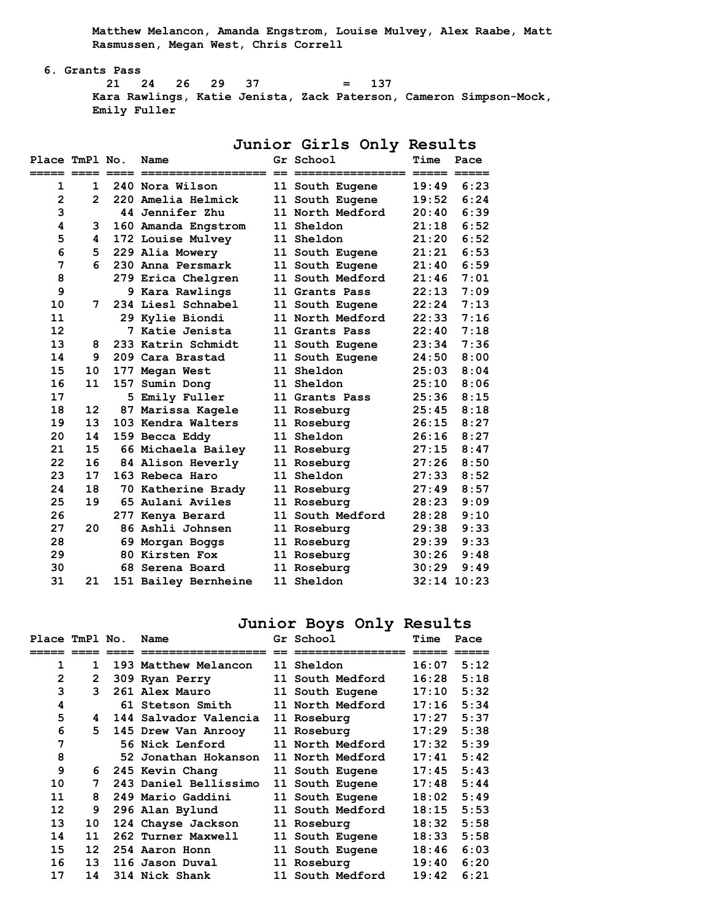Matthew Melancon, Amanda Engstrom, Louise Mulvey, Alex Raabe, Matt Rasmussen, Megan West, Chris Correll

6. Grants Pass
   21 24 26 29 37 = 137
   Kara Rawlings, Katie Jenista, Zack Paterson, Cameron Simpson-Mock, Emily Fuller

## Junior Girls Only Results

| Place | TmPl | No. | Name | Gr | School | Time | Pace |
|---|---|---|---|---|---|---|---|
| 1 | 1 | 240 | Nora Wilson | 11 | South Eugene | 19:49 | 6:23 |
| 2 | 2 | 220 | Amelia Helmick | 11 | South Eugene | 19:52 | 6:24 |
| 3 | | 44 | Jennifer Zhu | 11 | North Medford | 20:40 | 6:39 |
| 4 | 3 | 160 | Amanda Engstrom | 11 | Sheldon | 21:18 | 6:52 |
| 5 | 4 | 172 | Louise Mulvey | 11 | Sheldon | 21:20 | 6:52 |
| 6 | 5 | 229 | Alia Mowery | 11 | South Eugene | 21:21 | 6:53 |
| 7 | 6 | 230 | Anna Persmark | 11 | South Eugene | 21:40 | 6:59 |
| 8 | | 279 | Erica Chelgren | 11 | South Medford | 21:46 | 7:01 |
| 9 | | 9 | Kara Rawlings | 11 | Grants Pass | 22:13 | 7:09 |
| 10 | 7 | 234 | Liesl Schnabel | 11 | South Eugene | 22:24 | 7:13 |
| 11 | | 29 | Kylie Biondi | 11 | North Medford | 22:33 | 7:16 |
| 12 | | 7 | Katie Jenista | 11 | Grants Pass | 22:40 | 7:18 |
| 13 | 8 | 233 | Katrin Schmidt | 11 | South Eugene | 23:34 | 7:36 |
| 14 | 9 | 209 | Cara Brastad | 11 | South Eugene | 24:50 | 8:00 |
| 15 | 10 | 177 | Megan West | 11 | Sheldon | 25:03 | 8:04 |
| 16 | 11 | 157 | Sumin Dong | 11 | Sheldon | 25:10 | 8:06 |
| 17 | | 5 | Emily Fuller | 11 | Grants Pass | 25:36 | 8:15 |
| 18 | 12 | 87 | Marissa Kagele | 11 | Roseburg | 25:45 | 8:18 |
| 19 | 13 | 103 | Kendra Walters | 11 | Roseburg | 26:15 | 8:27 |
| 20 | 14 | 159 | Becca Eddy | 11 | Sheldon | 26:16 | 8:27 |
| 21 | 15 | 66 | Michaela Bailey | 11 | Roseburg | 27:15 | 8:47 |
| 22 | 16 | 84 | Alison Heverly | 11 | Roseburg | 27:26 | 8:50 |
| 23 | 17 | 163 | Rebeca Haro | 11 | Sheldon | 27:33 | 8:52 |
| 24 | 18 | 70 | Katherine Brady | 11 | Roseburg | 27:49 | 8:57 |
| 25 | 19 | 65 | Aulani Aviles | 11 | Roseburg | 28:23 | 9:09 |
| 26 | | 277 | Kenya Berard | 11 | South Medford | 28:28 | 9:10 |
| 27 | 20 | 86 | Ashli Johnsen | 11 | Roseburg | 29:38 | 9:33 |
| 28 | | 69 | Morgan Boggs | 11 | Roseburg | 29:39 | 9:33 |
| 29 | | 80 | Kirsten Fox | 11 | Roseburg | 30:26 | 9:48 |
| 30 | | 68 | Serena Board | 11 | Roseburg | 30:29 | 9:49 |
| 31 | 21 | 151 | Bailey Bernheine | 11 | Sheldon | 32:14 | 10:23 |

## Junior Boys Only Results

| Place | TmPl | No. | Name | Gr | School | Time | Pace |
|---|---|---|---|---|---|---|---|
| 1 | 1 | 193 | Matthew Melancon | 11 | Sheldon | 16:07 | 5:12 |
| 2 | 2 | 309 | Ryan Perry | 11 | South Medford | 16:28 | 5:18 |
| 3 | 3 | 261 | Alex Mauro | 11 | South Eugene | 17:10 | 5:32 |
| 4 | | 61 | Stetson Smith | 11 | North Medford | 17:16 | 5:34 |
| 5 | 4 | 144 | Salvador Valencia | 11 | Roseburg | 17:27 | 5:37 |
| 6 | 5 | 145 | Drew Van Anrooy | 11 | Roseburg | 17:29 | 5:38 |
| 7 | | 56 | Nick Lenford | 11 | North Medford | 17:32 | 5:39 |
| 8 | | 52 | Jonathan Hokanson | 11 | North Medford | 17:41 | 5:42 |
| 9 | 6 | 245 | Kevin Chang | 11 | South Eugene | 17:45 | 5:43 |
| 10 | 7 | 243 | Daniel Bellissimo | 11 | South Eugene | 17:48 | 5:44 |
| 11 | 8 | 249 | Mario Gaddini | 11 | South Eugene | 18:02 | 5:49 |
| 12 | 9 | 296 | Alan Bylund | 11 | South Medford | 18:15 | 5:53 |
| 13 | 10 | 124 | Chayse Jackson | 11 | Roseburg | 18:32 | 5:58 |
| 14 | 11 | 262 | Turner Maxwell | 11 | South Eugene | 18:33 | 5:58 |
| 15 | 12 | 254 | Aaron Honn | 11 | South Eugene | 18:46 | 6:03 |
| 16 | 13 | 116 | Jason Duval | 11 | Roseburg | 19:40 | 6:20 |
| 17 | 14 | 314 | Nick Shank | 11 | South Medford | 19:42 | 6:21 |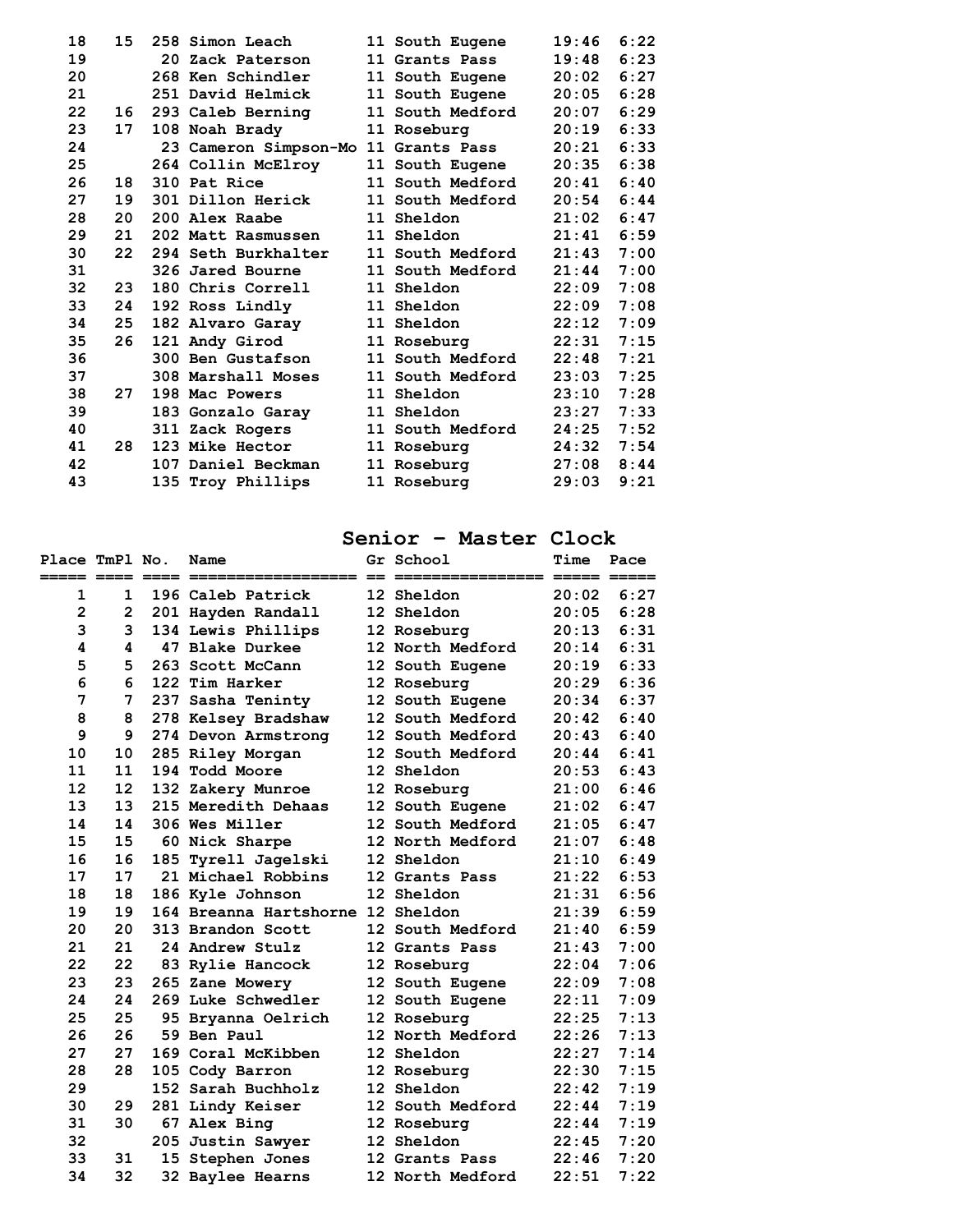| Place | TmPl | No. | Name | Gr | School | Time | Pace |
|---|---|---|---|---|---|---|---|
| 18 | 15 | 258 | Simon Leach | 11 | South Eugene | 19:46 | 6:22 |
| 19 | | 20 | Zack Paterson | 11 | Grants Pass | 19:48 | 6:23 |
| 20 | | 268 | Ken Schindler | 11 | South Eugene | 20:02 | 6:27 |
| 21 | | 251 | David Helmick | 11 | South Eugene | 20:05 | 6:28 |
| 22 | 16 | 293 | Caleb Berning | 11 | South Medford | 20:07 | 6:29 |
| 23 | 17 | 108 | Noah Brady | 11 | Roseburg | 20:19 | 6:33 |
| 24 | | 23 | Cameron Simpson-Mo | 11 | Grants Pass | 20:21 | 6:33 |
| 25 | | 264 | Collin McElroy | 11 | South Eugene | 20:35 | 6:38 |
| 26 | 18 | 310 | Pat Rice | 11 | South Medford | 20:41 | 6:40 |
| 27 | 19 | 301 | Dillon Herick | 11 | South Medford | 20:54 | 6:44 |
| 28 | 20 | 200 | Alex Raabe | 11 | Sheldon | 21:02 | 6:47 |
| 29 | 21 | 202 | Matt Rasmussen | 11 | Sheldon | 21:41 | 6:59 |
| 30 | 22 | 294 | Seth Burkhalter | 11 | South Medford | 21:43 | 7:00 |
| 31 | | 326 | Jared Bourne | 11 | South Medford | 21:44 | 7:00 |
| 32 | 23 | 180 | Chris Correll | 11 | Sheldon | 22:09 | 7:08 |
| 33 | 24 | 192 | Ross Lindly | 11 | Sheldon | 22:09 | 7:08 |
| 34 | 25 | 182 | Alvaro Garay | 11 | Sheldon | 22:12 | 7:09 |
| 35 | 26 | 121 | Andy Girod | 11 | Roseburg | 22:31 | 7:15 |
| 36 | | 300 | Ben Gustafson | 11 | South Medford | 22:48 | 7:21 |
| 37 | | 308 | Marshall Moses | 11 | South Medford | 23:03 | 7:25 |
| 38 | 27 | 198 | Mac Powers | 11 | Sheldon | 23:10 | 7:28 |
| 39 | | 183 | Gonzalo Garay | 11 | Sheldon | 23:27 | 7:33 |
| 40 | | 311 | Zack Rogers | 11 | South Medford | 24:25 | 7:52 |
| 41 | 28 | 123 | Mike Hector | 11 | Roseburg | 24:32 | 7:54 |
| 42 | | 107 | Daniel Beckman | 11 | Roseburg | 27:08 | 8:44 |
| 43 | | 135 | Troy Phillips | 11 | Roseburg | 29:03 | 9:21 |

## Senior - Master Clock

| Place | TmPl | No. | Name | Gr | School | Time | Pace |
|---|---|---|---|---|---|---|---|
| 1 | 1 | 196 | Caleb Patrick | 12 | Sheldon | 20:02 | 6:27 |
| 2 | 2 | 201 | Hayden Randall | 12 | Sheldon | 20:05 | 6:28 |
| 3 | 3 | 134 | Lewis Phillips | 12 | Roseburg | 20:13 | 6:31 |
| 4 | 4 | 47 | Blake Durkee | 12 | North Medford | 20:14 | 6:31 |
| 5 | 5 | 263 | Scott McCann | 12 | South Eugene | 20:19 | 6:33 |
| 6 | 6 | 122 | Tim Harker | 12 | Roseburg | 20:29 | 6:36 |
| 7 | 7 | 237 | Sasha Teninty | 12 | South Eugene | 20:34 | 6:37 |
| 8 | 8 | 278 | Kelsey Bradshaw | 12 | South Medford | 20:42 | 6:40 |
| 9 | 9 | 274 | Devon Armstrong | 12 | South Medford | 20:43 | 6:40 |
| 10 | 10 | 285 | Riley Morgan | 12 | South Medford | 20:44 | 6:41 |
| 11 | 11 | 194 | Todd Moore | 12 | Sheldon | 20:53 | 6:43 |
| 12 | 12 | 132 | Zakery Munroe | 12 | Roseburg | 21:00 | 6:46 |
| 13 | 13 | 215 | Meredith Dehaas | 12 | South Eugene | 21:02 | 6:47 |
| 14 | 14 | 306 | Wes Miller | 12 | South Medford | 21:05 | 6:47 |
| 15 | 15 | 60 | Nick Sharpe | 12 | North Medford | 21:07 | 6:48 |
| 16 | 16 | 185 | Tyrell Jagelski | 12 | Sheldon | 21:10 | 6:49 |
| 17 | 17 | 21 | Michael Robbins | 12 | Grants Pass | 21:22 | 6:53 |
| 18 | 18 | 186 | Kyle Johnson | 12 | Sheldon | 21:31 | 6:56 |
| 19 | 19 | 164 | Breanna Hartshorne | 12 | Sheldon | 21:39 | 6:59 |
| 20 | 20 | 313 | Brandon Scott | 12 | South Medford | 21:40 | 6:59 |
| 21 | 21 | 24 | Andrew Stulz | 12 | Grants Pass | 21:43 | 7:00 |
| 22 | 22 | 83 | Rylie Hancock | 12 | Roseburg | 22:04 | 7:06 |
| 23 | 23 | 265 | Zane Mowery | 12 | South Eugene | 22:09 | 7:08 |
| 24 | 24 | 269 | Luke Schwedler | 12 | South Eugene | 22:11 | 7:09 |
| 25 | 25 | 95 | Bryanna Oelrich | 12 | Roseburg | 22:25 | 7:13 |
| 26 | 26 | 59 | Ben Paul | 12 | North Medford | 22:26 | 7:13 |
| 27 | 27 | 169 | Coral McKibben | 12 | Sheldon | 22:27 | 7:14 |
| 28 | 28 | 105 | Cody Barron | 12 | Roseburg | 22:30 | 7:15 |
| 29 | | 152 | Sarah Buchholz | 12 | Sheldon | 22:42 | 7:19 |
| 30 | 29 | 281 | Lindy Keiser | 12 | South Medford | 22:44 | 7:19 |
| 31 | 30 | 67 | Alex Bing | 12 | Roseburg | 22:44 | 7:19 |
| 32 | | 205 | Justin Sawyer | 12 | Sheldon | 22:45 | 7:20 |
| 33 | 31 | 15 | Stephen Jones | 12 | Grants Pass | 22:46 | 7:20 |
| 34 | 32 | 32 | Baylee Hearns | 12 | North Medford | 22:51 | 7:22 |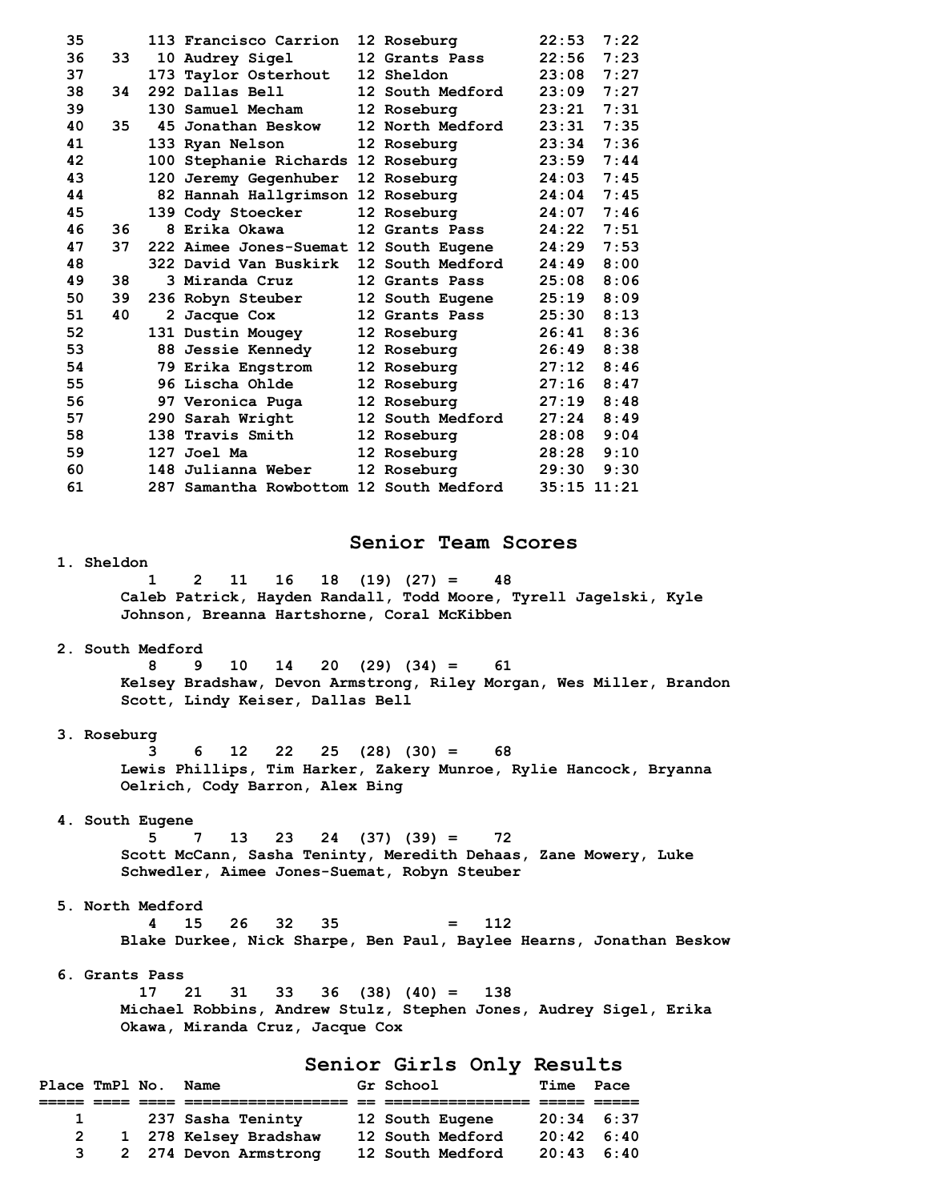| Place | TmPl | No. | Name | Gr | School | Time | Pace |
|---|---|---|---|---|---|---|---|
| 35 | | 113 | Francisco Carrion | 12 | Roseburg | 22:53 | 7:22 |
| 36 | 33 | 10 | Audrey Sigel | 12 | Grants Pass | 22:56 | 7:23 |
| 37 | | 173 | Taylor Osterhout | 12 | Sheldon | 23:08 | 7:27 |
| 38 | 34 | 292 | Dallas Bell | 12 | South Medford | 23:09 | 7:27 |
| 39 | | 130 | Samuel Mecham | 12 | Roseburg | 23:21 | 7:31 |
| 40 | 35 | 45 | Jonathan Beskow | 12 | North Medford | 23:31 | 7:35 |
| 41 | | 133 | Ryan Nelson | 12 | Roseburg | 23:34 | 7:36 |
| 42 | | 100 | Stephanie Richards | 12 | Roseburg | 23:59 | 7:44 |
| 43 | | 120 | Jeremy Gegenhuber | 12 | Roseburg | 24:03 | 7:45 |
| 44 | | 82 | Hannah Hallgrimson | 12 | Roseburg | 24:04 | 7:45 |
| 45 | | 139 | Cody Stoecker | 12 | Roseburg | 24:07 | 7:46 |
| 46 | 36 | 8 | Erika Okawa | 12 | Grants Pass | 24:22 | 7:51 |
| 47 | 37 | 222 | Aimee Jones-Suemat | 12 | South Eugene | 24:29 | 7:53 |
| 48 | | 322 | David Van Buskirk | 12 | South Medford | 24:49 | 8:00 |
| 49 | 38 | 3 | Miranda Cruz | 12 | Grants Pass | 25:08 | 8:06 |
| 50 | 39 | 236 | Robyn Steuber | 12 | South Eugene | 25:19 | 8:09 |
| 51 | 40 | 2 | Jacque Cox | 12 | Grants Pass | 25:30 | 8:13 |
| 52 | | 131 | Dustin Mougey | 12 | Roseburg | 26:41 | 8:36 |
| 53 | | 88 | Jessie Kennedy | 12 | Roseburg | 26:49 | 8:38 |
| 54 | | 79 | Erika Engstrom | 12 | Roseburg | 27:12 | 8:46 |
| 55 | | 96 | Lischa Ohlde | 12 | Roseburg | 27:16 | 8:47 |
| 56 | | 97 | Veronica Puga | 12 | Roseburg | 27:19 | 8:48 |
| 57 | | 290 | Sarah Wright | 12 | South Medford | 27:24 | 8:49 |
| 58 | | 138 | Travis Smith | 12 | Roseburg | 28:08 | 9:04 |
| 59 | | 127 | Joel Ma | 12 | Roseburg | 28:28 | 9:10 |
| 60 | | 148 | Julianna Weber | 12 | Roseburg | 29:30 | 9:30 |
| 61 | | 287 | Samantha Rowbottom | 12 | South Medford | 35:15 | 11:21 |

## Senior Team Scores

1. Sheldon
   1 2 11 16 18 (19) (27) = 48
   Caleb Patrick, Hayden Randall, Todd Moore, Tyrell Jagelski, Kyle Johnson, Breanna Hartshorne, Coral McKibben

2. South Medford
   8 9 10 14 20 (29) (34) = 61
   Kelsey Bradshaw, Devon Armstrong, Riley Morgan, Wes Miller, Brandon Scott, Lindy Keiser, Dallas Bell

3. Roseburg
   3 6 12 22 25 (28) (30) = 68
   Lewis Phillips, Tim Harker, Zakery Munroe, Rylie Hancock, Bryanna Oelrich, Cody Barron, Alex Bing

4. South Eugene
   5 7 13 23 24 (37) (39) = 72
   Scott McCann, Sasha Teninty, Meredith Dehaas, Zane Mowery, Luke Schwedler, Aimee Jones-Suemat, Robyn Steuber

5. North Medford
   4 15 26 32 35 = 112
   Blake Durkee, Nick Sharpe, Ben Paul, Baylee Hearns, Jonathan Beskow

6. Grants Pass
   17 21 31 33 36 (38) (40) = 138
   Michael Robbins, Andrew Stulz, Stephen Jones, Audrey Sigel, Erika Okawa, Miranda Cruz, Jacque Cox

## Senior Girls Only Results

| Place | TmPl | No. | Name | Gr | School | Time | Pace |
|---|---|---|---|---|---|---|---|
| 1 | | 237 | Sasha Teninty | 12 | South Eugene | 20:34 | 6:37 |
| 2 | 1 | 278 | Kelsey Bradshaw | 12 | South Medford | 20:42 | 6:40 |
| 3 | 2 | 274 | Devon Armstrong | 12 | South Medford | 20:43 | 6:40 |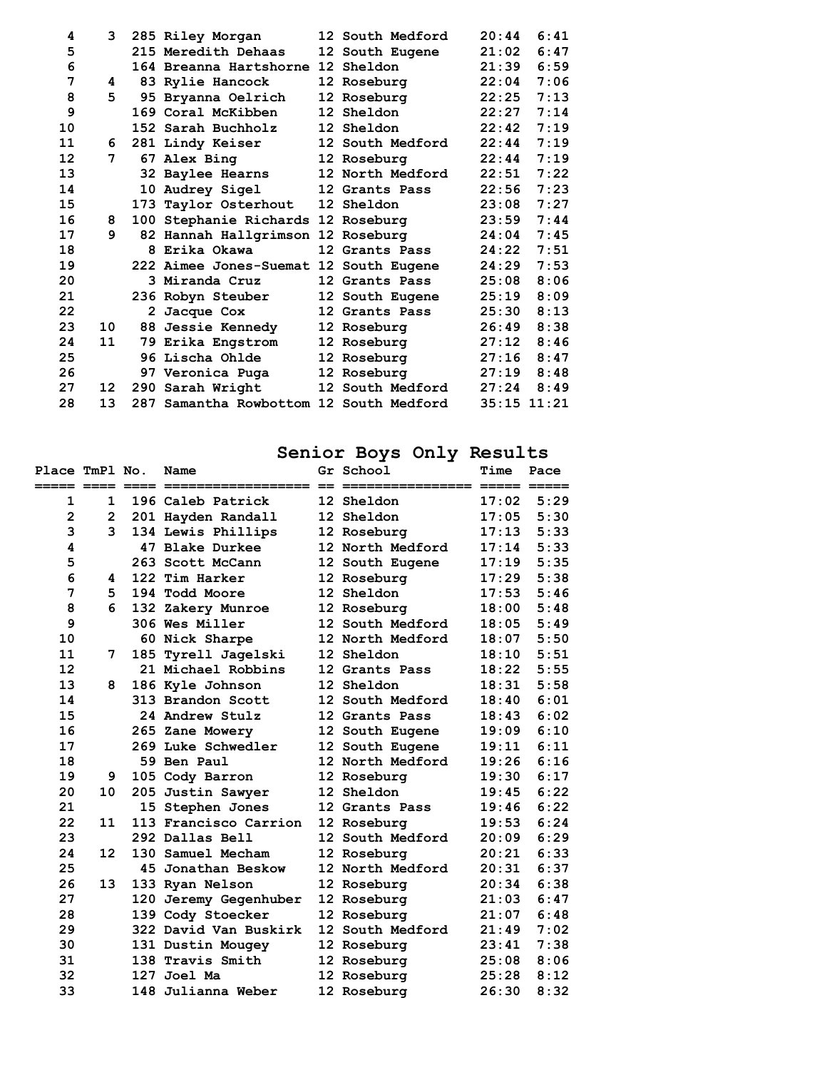| | | | | | | | |
|---|---|---|---|---|---|---|---|
| 4 | 3 | 285 | Riley Morgan | 12 | South Medford | 20:44 | 6:41 |
| 5 | | 215 | Meredith Dehaas | 12 | South Eugene | 21:02 | 6:47 |
| 6 | | 164 | Breanna Hartshorne | 12 | Sheldon | 21:39 | 6:59 |
| 7 | 4 | 83 | Rylie Hancock | 12 | Roseburg | 22:04 | 7:06 |
| 8 | 5 | 95 | Bryanna Oelrich | 12 | Roseburg | 22:25 | 7:13 |
| 9 | | 169 | Coral McKibben | 12 | Sheldon | 22:27 | 7:14 |
| 10 | | 152 | Sarah Buchholz | 12 | Sheldon | 22:42 | 7:19 |
| 11 | 6 | 281 | Lindy Keiser | 12 | South Medford | 22:44 | 7:19 |
| 12 | 7 | 67 | Alex Bing | 12 | Roseburg | 22:44 | 7:19 |
| 13 | | 32 | Baylee Hearns | 12 | North Medford | 22:51 | 7:22 |
| 14 | | 10 | Audrey Sigel | 12 | Grants Pass | 22:56 | 7:23 |
| 15 | | 173 | Taylor Osterhout | 12 | Sheldon | 23:08 | 7:27 |
| 16 | 8 | 100 | Stephanie Richards | 12 | Roseburg | 23:59 | 7:44 |
| 17 | 9 | 82 | Hannah Hallgrimson | 12 | Roseburg | 24:04 | 7:45 |
| 18 | | 8 | Erika Okawa | 12 | Grants Pass | 24:22 | 7:51 |
| 19 | | 222 | Aimee Jones-Suemat | 12 | South Eugene | 24:29 | 7:53 |
| 20 | | 3 | Miranda Cruz | 12 | Grants Pass | 25:08 | 8:06 |
| 21 | | 236 | Robyn Steuber | 12 | South Eugene | 25:19 | 8:09 |
| 22 | | 2 | Jacque Cox | 12 | Grants Pass | 25:30 | 8:13 |
| 23 | 10 | 88 | Jessie Kennedy | 12 | Roseburg | 26:49 | 8:38 |
| 24 | 11 | 79 | Erika Engstrom | 12 | Roseburg | 27:12 | 8:46 |
| 25 | | 96 | Lischa Ohlde | 12 | Roseburg | 27:16 | 8:47 |
| 26 | | 97 | Veronica Puga | 12 | Roseburg | 27:19 | 8:48 |
| 27 | 12 | 290 | Sarah Wright | 12 | South Medford | 27:24 | 8:49 |
| 28 | 13 | 287 | Samantha Rowbottom | 12 | South Medford | 35:15 | 11:21 |

## Senior Boys Only Results

| Place | TmPl | No. | Name | Gr | School | Time | Pace |
|---|---|---|---|---|---|---|---|
| 1 | 1 | 196 | Caleb Patrick | 12 | Sheldon | 17:02 | 5:29 |
| 2 | 2 | 201 | Hayden Randall | 12 | Sheldon | 17:05 | 5:30 |
| 3 | 3 | 134 | Lewis Phillips | 12 | Roseburg | 17:13 | 5:33 |
| 4 | | 47 | Blake Durkee | 12 | North Medford | 17:14 | 5:33 |
| 5 | | 263 | Scott McCann | 12 | South Eugene | 17:19 | 5:35 |
| 6 | 4 | 122 | Tim Harker | 12 | Roseburg | 17:29 | 5:38 |
| 7 | 5 | 194 | Todd Moore | 12 | Sheldon | 17:53 | 5:46 |
| 8 | 6 | 132 | Zakery Munroe | 12 | Roseburg | 18:00 | 5:48 |
| 9 | | 306 | Wes Miller | 12 | South Medford | 18:05 | 5:49 |
| 10 | | 60 | Nick Sharpe | 12 | North Medford | 18:07 | 5:50 |
| 11 | 7 | 185 | Tyrell Jagelski | 12 | Sheldon | 18:10 | 5:51 |
| 12 | | 21 | Michael Robbins | 12 | Grants Pass | 18:22 | 5:55 |
| 13 | 8 | 186 | Kyle Johnson | 12 | Sheldon | 18:31 | 5:58 |
| 14 | | 313 | Brandon Scott | 12 | South Medford | 18:40 | 6:01 |
| 15 | | 24 | Andrew Stulz | 12 | Grants Pass | 18:43 | 6:02 |
| 16 | | 265 | Zane Mowery | 12 | South Eugene | 19:09 | 6:10 |
| 17 | | 269 | Luke Schwedler | 12 | South Eugene | 19:11 | 6:11 |
| 18 | | 59 | Ben Paul | 12 | North Medford | 19:26 | 6:16 |
| 19 | 9 | 105 | Cody Barron | 12 | Roseburg | 19:30 | 6:17 |
| 20 | 10 | 205 | Justin Sawyer | 12 | Sheldon | 19:45 | 6:22 |
| 21 | | 15 | Stephen Jones | 12 | Grants Pass | 19:46 | 6:22 |
| 22 | 11 | 113 | Francisco Carrion | 12 | Roseburg | 19:53 | 6:24 |
| 23 | | 292 | Dallas Bell | 12 | South Medford | 20:09 | 6:29 |
| 24 | 12 | 130 | Samuel Mecham | 12 | Roseburg | 20:21 | 6:33 |
| 25 | | 45 | Jonathan Beskow | 12 | North Medford | 20:31 | 6:37 |
| 26 | 13 | 133 | Ryan Nelson | 12 | Roseburg | 20:34 | 6:38 |
| 27 | | 120 | Jeremy Gegenhuber | 12 | Roseburg | 21:03 | 6:47 |
| 28 | | 139 | Cody Stoecker | 12 | Roseburg | 21:07 | 6:48 |
| 29 | | 322 | David Van Buskirk | 12 | South Medford | 21:49 | 7:02 |
| 30 | | 131 | Dustin Mougey | 12 | Roseburg | 23:41 | 7:38 |
| 31 | | 138 | Travis Smith | 12 | Roseburg | 25:08 | 8:06 |
| 32 | | 127 | Joel Ma | 12 | Roseburg | 25:28 | 8:12 |
| 33 | | 148 | Julianna Weber | 12 | Roseburg | 26:30 | 8:32 |